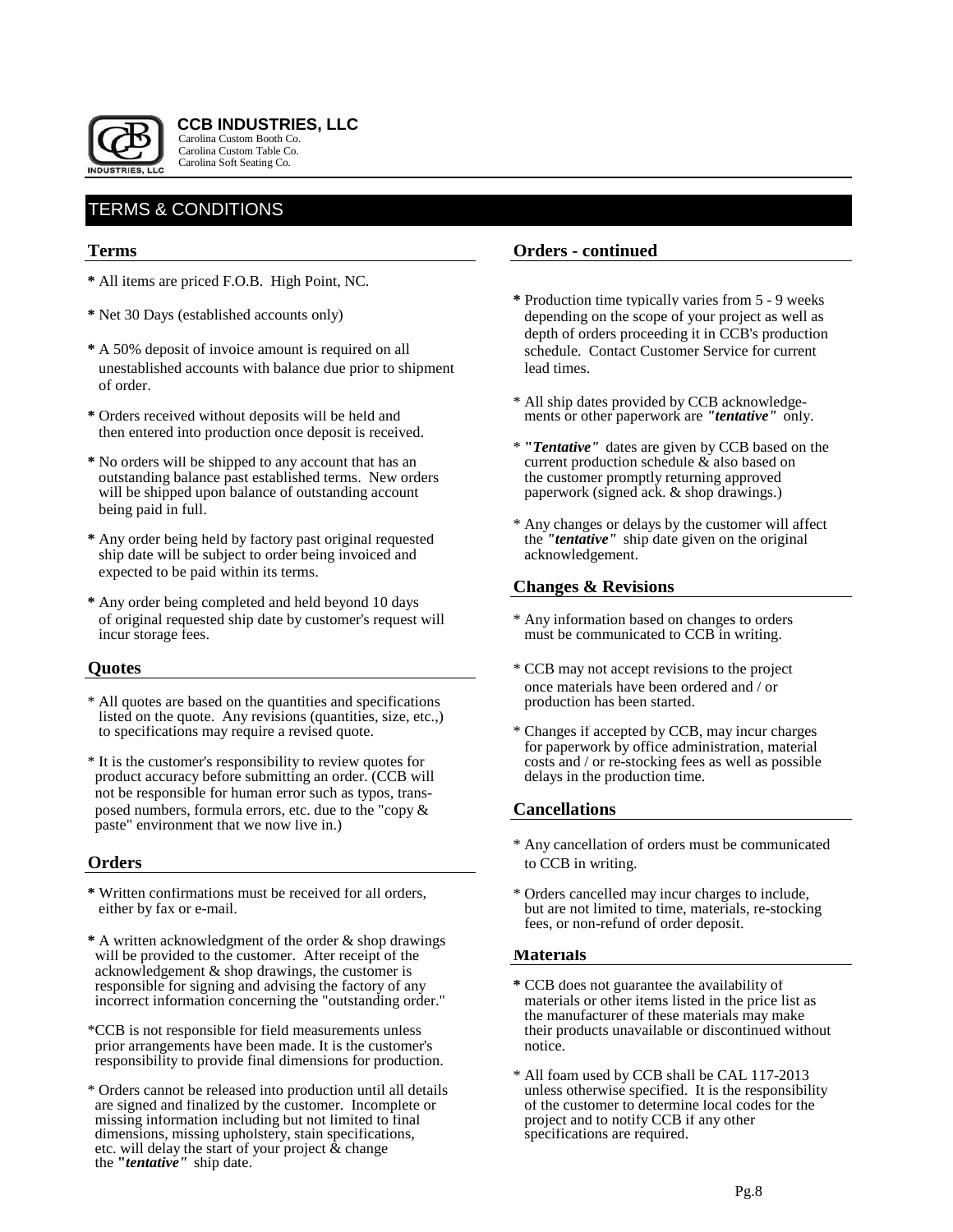**CCB INDUSTRIES, LLC**
Carolina Custom Booth Co.
Carolina Custom Table Co.
Carolina Soft Seating Co.

# TERMS & CONDITIONS

## Terms

* All items are priced F.O.B. High Point, NC.
* Net 30 Days (established accounts only)
* A 50% deposit of invoice amount is required on all unestablished accounts with balance due prior to shipment of order.
* Orders received without deposits will be held and then entered into production once deposit is received.
* No orders will be shipped to any account that has an outstanding balance past established terms. New orders will be shipped upon balance of outstanding account being paid in full.
* Any order being held by factory past original requested ship date will be subject to order being invoiced and expected to be paid within its terms.
* Any order being completed and held beyond 10 days of original requested ship date by customer's request will incur storage fees.

## Quotes

* All quotes are based on the quantities and specifications listed on the quote. Any revisions (quantities, size, etc.,) to specifications may require a revised quote.
* It is the customer's responsibility to review quotes for product accuracy before submitting an order. (CCB will not be responsible for human error such as typos, transposed numbers, formula errors, etc. due to the "copy & paste" environment that we now live in.)

## Orders

* Written confirmations must be received for all orders, either by fax or e-mail.
* A written acknowledgment of the order & shop drawings will be provided to the customer. After receipt of the acknowledgement & shop drawings, the customer is responsible for signing and advising the factory of any incorrect information concerning the "outstanding order."
* CCB is not responsible for field measurements unless prior arrangements have been made. It is the customer's responsibility to provide final dimensions for production.
* Orders cannot be released into production until all details are signed and finalized by the customer. Incomplete or missing information including but not limited to final dimensions, missing upholstery, stain specifications, etc. will delay the start of your project & change the ***"tentative"*** ship date.

## Orders - continued

* Production time typically varies from 5 - 9 weeks depending on the scope of your project as well as depth of orders proceeding it in CCB's production schedule. Contact Customer Service for current lead times.
* All ship dates provided by CCB acknowledgements or other paperwork are ***"tentative"*** only.
* ***"Tentative"*** dates are given by CCB based on the current production schedule & also based on the customer promptly returning approved paperwork (signed ack. & shop drawings.)
* Any changes or delays by the customer will affect the ***"tentative"*** ship date given on the original acknowledgement.

## Changes & Revisions

* Any information based on changes to orders must be communicated to CCB in writing.
* CCB may not accept revisions to the project once materials have been ordered and / or production has been started.
* Changes if accepted by CCB, may incur charges for paperwork by office administration, material costs and / or re-stocking fees as well as possible delays in the production time.

## Cancellations

* Any cancellation of orders must be communicated to CCB in writing.
* Orders cancelled may incur charges to include, but are not limited to time, materials, re-stocking fees, or non-refund of order deposit.

## Materials

* CCB does not guarantee the availability of materials or other items listed in the price list as the manufacturer of these materials may make their products unavailable or discontinued without notice.
* All foam used by CCB shall be CAL 117-2013 unless otherwise specified. It is the responsibility of the customer to determine local codes for the project and to notify CCB if any other specifications are required.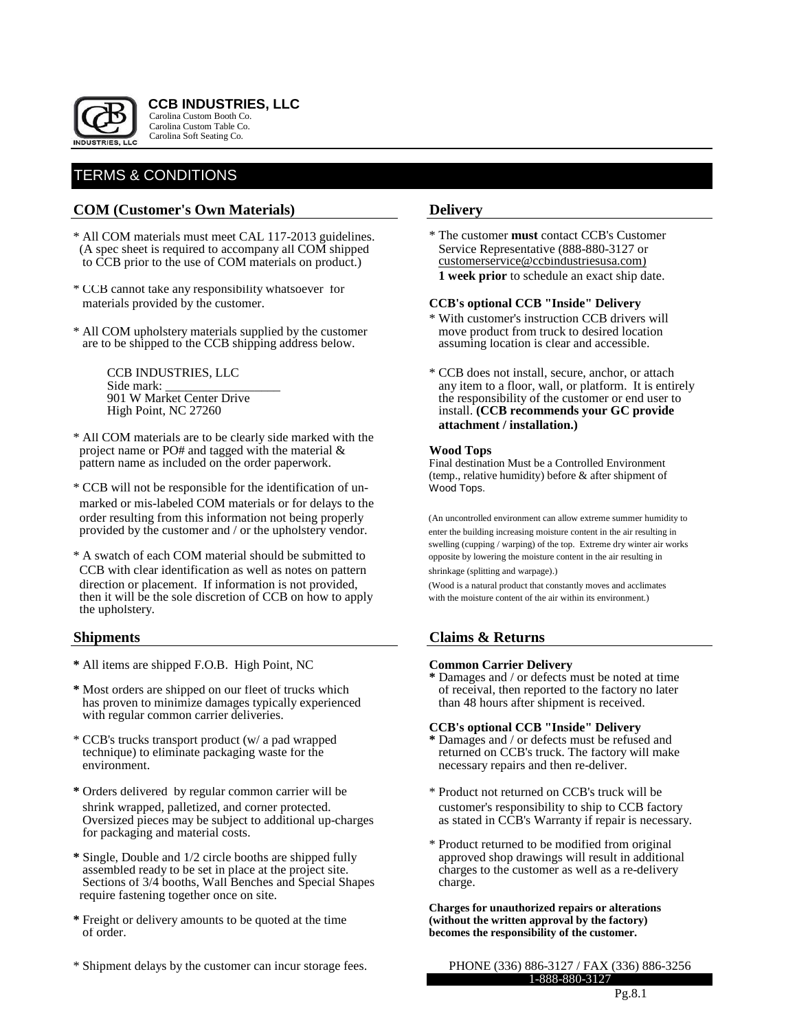**CCB INDUSTRIES, LLC**
Carolina Custom Booth Co.
Carolina Custom Table Co.
Carolina Soft Seating Co.

# TERMS & CONDITIONS

## COM (Customer's Own Materials)

* All COM materials must meet CAL 117-2013 guidelines. (A spec sheet is required to accompany all COM shipped to CCB prior to the use of COM materials on product.)

* CCB cannot take any responsibility whatsoever for materials provided by the customer.

* All COM upholstery materials supplied by the customer are to be shipped to the CCB shipping address below.

  CCB INDUSTRIES, LLC
  Side mark: __________________
  901 W Market Center Drive
  High Point, NC 27260

* All COM materials are to be clearly side marked with the project name or PO# and tagged with the material & pattern name as included on the order paperwork.

* CCB will not be responsible for the identification of un-marked or mis-labeled COM materials or for delays to the order resulting from this information not being properly provided by the customer and / or the upholstery vendor.

* A swatch of each COM material should be submitted to CCB with clear identification as well as notes on pattern direction or placement. If information is not provided, then it will be the sole discretion of CCB on how to apply the upholstery.

## Shipments

* All items are shipped F.O.B. High Point, NC

* Most orders are shipped on our fleet of trucks which has proven to minimize damages typically experienced with regular common carrier deliveries.

* CCB's trucks transport product (w/ a pad wrapped technique) to eliminate packaging waste for the environment.

* Orders delivered by regular common carrier will be shrink wrapped, palletized, and corner protected. Oversized pieces may be subject to additional up-charges for packaging and material costs.

* Single, Double and 1/2 circle booths are shipped fully assembled ready to be set in place at the project site. Sections of 3/4 booths, Wall Benches and Special Shapes require fastening together once on site.

* Freight or delivery amounts to be quoted at the time of order.

* Shipment delays by the customer can incur storage fees.

## Delivery

* The customer **must** contact CCB's Customer Service Representative (888-880-3127 or customerservice@ccbindustriesusa.com) **1 week prior** to schedule an exact ship date.

**CCB's optional CCB "Inside" Delivery**

* With customer's instruction CCB drivers will move product from truck to desired location assuming location is clear and accessible.

* CCB does not install, secure, anchor, or attach any item to a floor, wall, or platform. It is entirely the responsibility of the customer or end user to install. **(CCB recommends your GC provide attachment / installation.)**

**Wood Tops**

Final destination Must be a Controlled Environment (temp., relative humidity) before & after shipment of Wood Tops.

(An uncontrolled environment can allow extreme summer humidity to enter the building increasing moisture content in the air resulting in swelling (cupping / warping) of the top. Extreme dry winter air works opposite by lowering the moisture content in the air resulting in shrinkage (splitting and warpage).)

(Wood is a natural product that constantly moves and acclimates with the moisture content of the air within its environment.)

## Claims & Returns

**Common Carrier Delivery**

* Damages and / or defects must be noted at time of receival, then reported to the factory no later than 48 hours after shipment is received.

**CCB's optional CCB "Inside" Delivery**

* Damages and / or defects must be refused and returned on CCB's truck. The factory will make necessary repairs and then re-deliver.

* Product not returned on CCB's truck will be customer's responsibility to ship to CCB factory as stated in CCB's Warranty if repair is necessary.

* Product returned to be modified from original approved shop drawings will result in additional charges to the customer as well as a re-delivery charge.

**Charges for unauthorized repairs or alterations (without the written approval by the factory) becomes the responsibility of the customer.**

PHONE (336) 886-3127 / FAX (336) 886-3256
1-888-880-3127